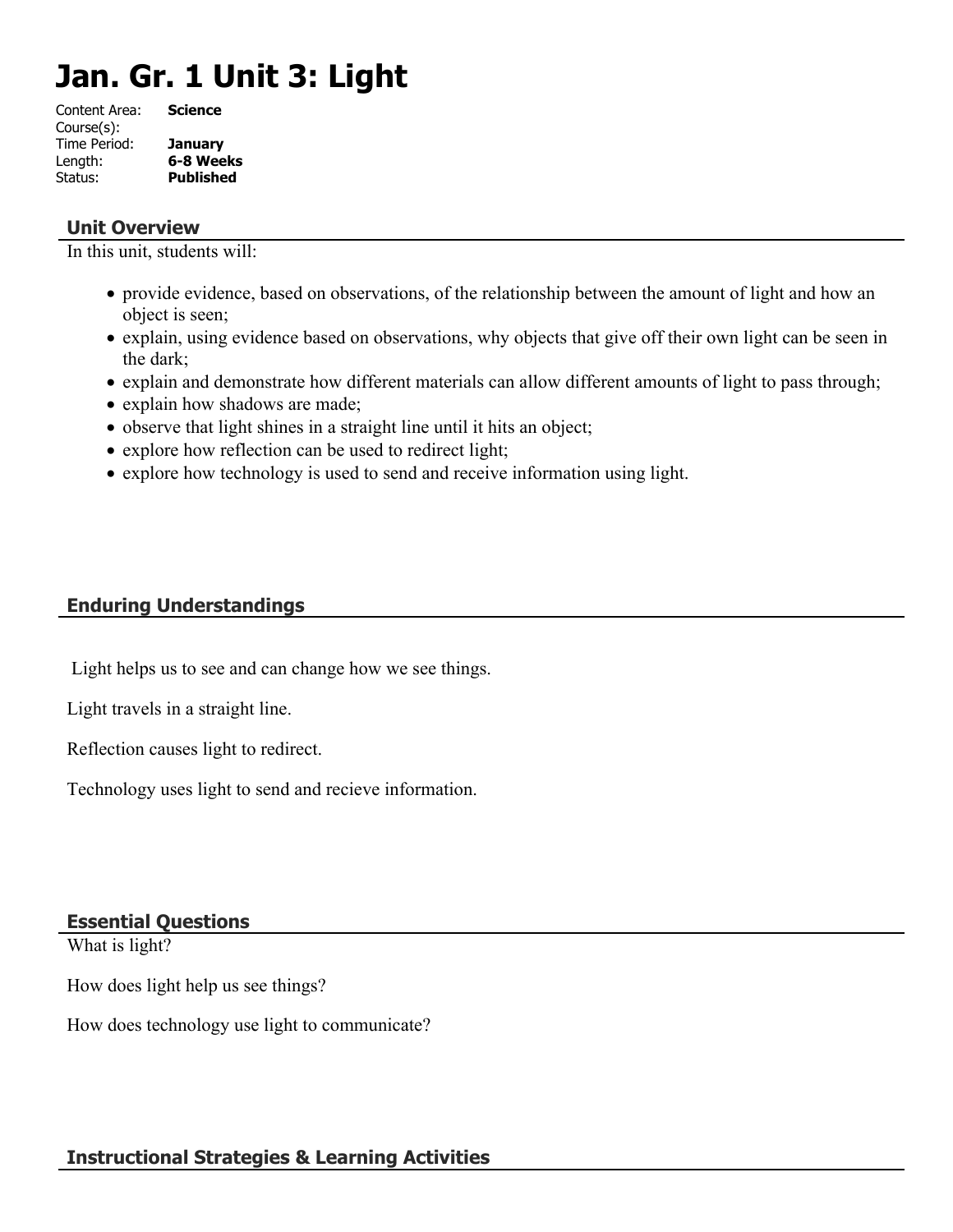# Jan. Gr. 1 Unit 3: Light

Content Area: **Science**
Course(s):
Time Period: **January**
Length: **6-8 Weeks**
Status: **Published**

## Unit Overview

In this unit, students will:

- provide evidence, based on observations, of the relationship between the amount of light and how an object is seen;
- explain, using evidence based on observations, why objects that give off their own light can be seen in the dark;
- explain and demonstrate how different materials can allow different amounts of light to pass through;
- explain how shadows are made;
- observe that light shines in a straight line until it hits an object;
- explore how reflection can be used to redirect light;
- explore how technology is used to send and receive information using light.

## Enduring Understandings

Light helps us to see and can change how we see things.

Light travels in a straight line.

Reflection causes light to redirect.

Technology uses light to send and recieve information.

## Essential Questions

What is light?

How does light help us see things?

How does technology use light to communicate?

## Instructional Strategies & Learning Activities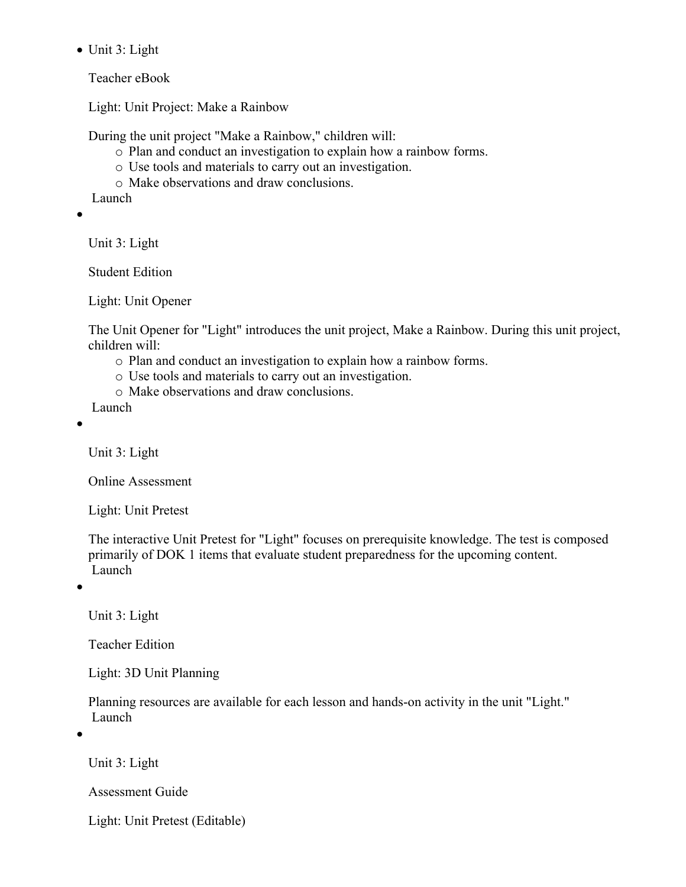- Unit 3: Light

  Teacher eBook

  Light: Unit Project: Make a Rainbow

  During the unit project "Make a Rainbow," children will:
    - Plan and conduct an investigation to explain how a rainbow forms.
    - Use tools and materials to carry out an investigation.
    - Make observations and draw conclusions.

  Launch

- Unit 3: Light

  Student Edition

  Light: Unit Opener

  The Unit Opener for "Light" introduces the unit project, Make a Rainbow. During this unit project, children will:
    - Plan and conduct an investigation to explain how a rainbow forms.
    - Use tools and materials to carry out an investigation.
    - Make observations and draw conclusions.

  Launch

- Unit 3: Light

  Online Assessment

  Light: Unit Pretest

  The interactive Unit Pretest for "Light" focuses on prerequisite knowledge. The test is composed primarily of DOK 1 items that evaluate student preparedness for the upcoming content.

  Launch

- Unit 3: Light

  Teacher Edition

  Light: 3D Unit Planning

  Planning resources are available for each lesson and hands-on activity in the unit "Light."

  Launch

- Unit 3: Light

  Assessment Guide

  Light: Unit Pretest (Editable)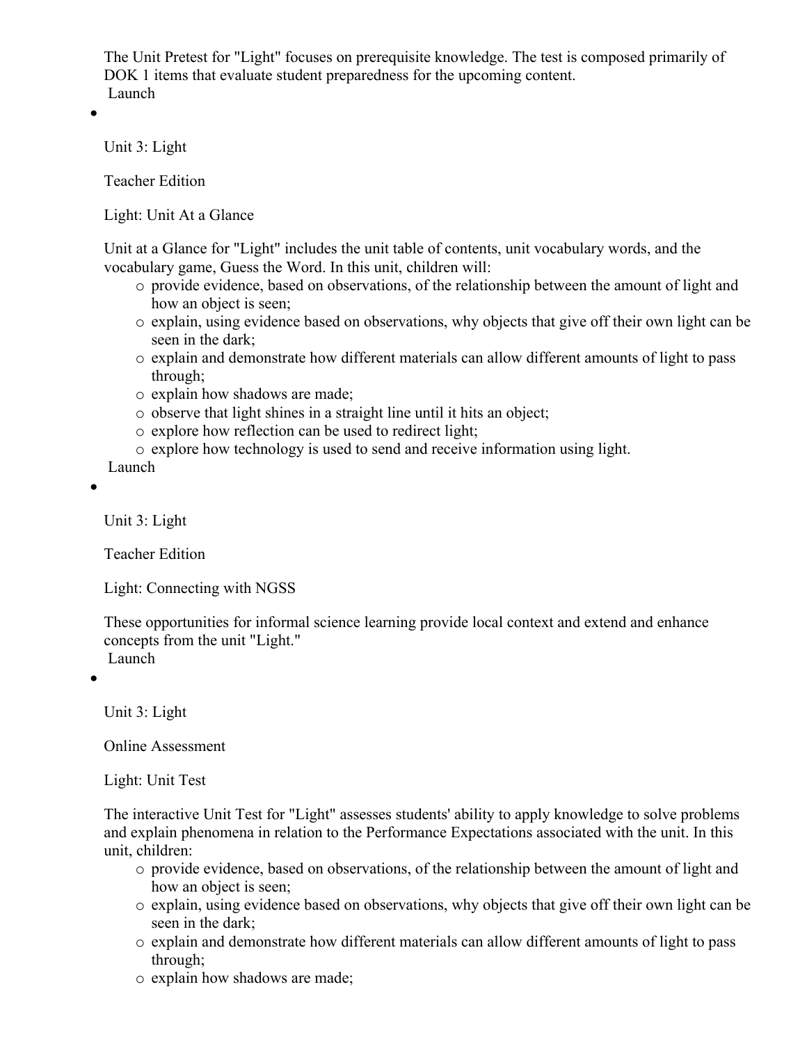The Unit Pretest for "Light" focuses on prerequisite knowledge. The test is composed primarily of DOK 1 items that evaluate student preparedness for the upcoming content.
Launch

- Unit 3: Light

  Teacher Edition

  Light: Unit At a Glance

  Unit at a Glance for "Light" includes the unit table of contents, unit vocabulary words, and the vocabulary game, Guess the Word. In this unit, children will:
    - provide evidence, based on observations, of the relationship between the amount of light and how an object is seen;
    - explain, using evidence based on observations, why objects that give off their own light can be seen in the dark;
    - explain and demonstrate how different materials can allow different amounts of light to pass through;
    - explain how shadows are made;
    - observe that light shines in a straight line until it hits an object;
    - explore how reflection can be used to redirect light;
    - explore how technology is used to send and receive information using light.

  Launch

- Unit 3: Light

  Teacher Edition

  Light: Connecting with NGSS

  These opportunities for informal science learning provide local context and extend and enhance concepts from the unit "Light."
  Launch

- Unit 3: Light

  Online Assessment

  Light: Unit Test

  The interactive Unit Test for "Light" assesses students' ability to apply knowledge to solve problems and explain phenomena in relation to the Performance Expectations associated with the unit. In this unit, children:
    - provide evidence, based on observations, of the relationship between the amount of light and how an object is seen;
    - explain, using evidence based on observations, why objects that give off their own light can be seen in the dark;
    - explain and demonstrate how different materials can allow different amounts of light to pass through;
    - explain how shadows are made;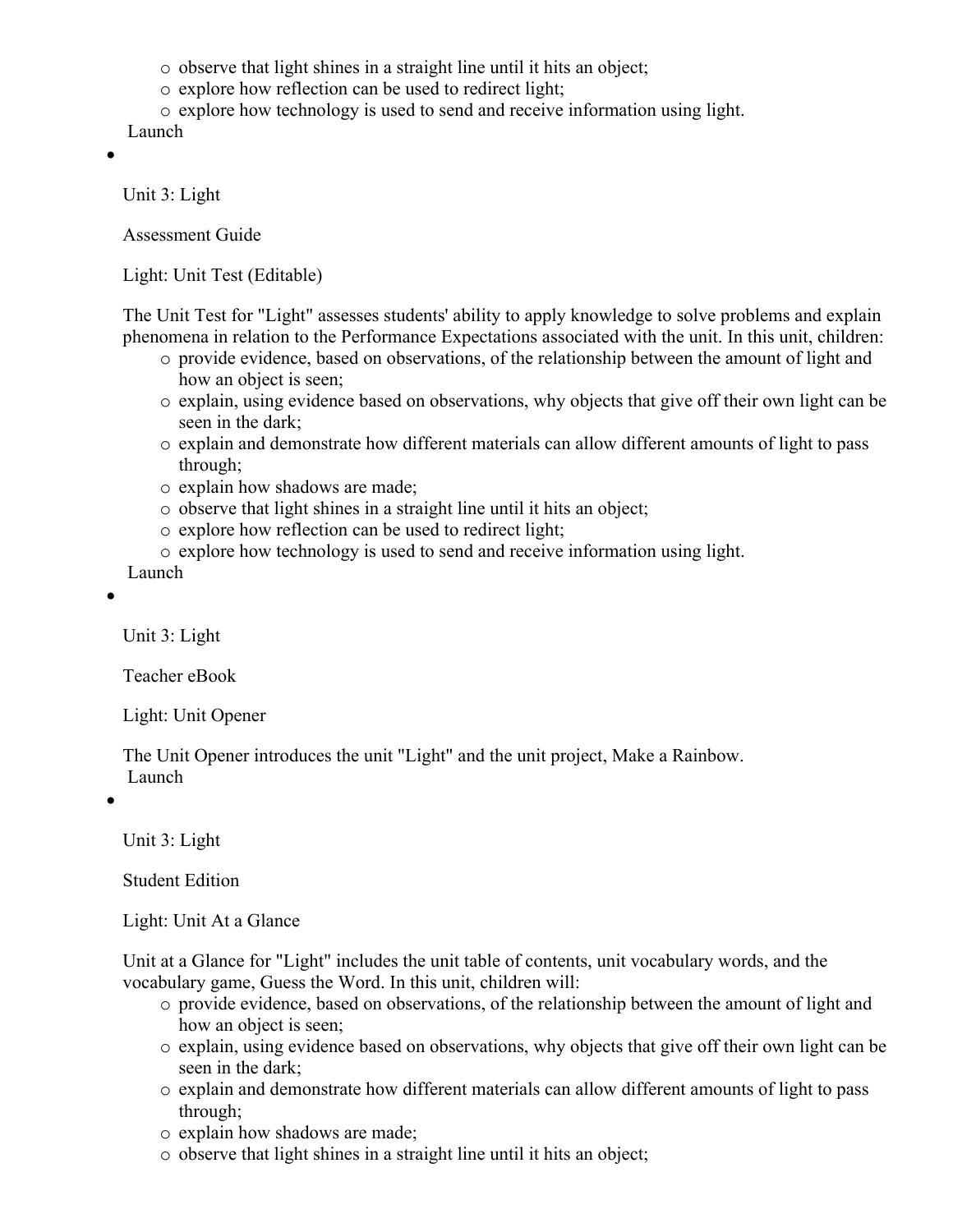- observe that light shines in a straight line until it hits an object;
  - explore how reflection can be used to redirect light;
  - explore how technology is used to send and receive information using light.

  Launch

- Unit 3: Light

  Assessment Guide

  Light: Unit Test (Editable)

  The Unit Test for "Light" assesses students' ability to apply knowledge to solve problems and explain phenomena in relation to the Performance Expectations associated with the unit. In this unit, children:
  - provide evidence, based on observations, of the relationship between the amount of light and how an object is seen;
  - explain, using evidence based on observations, why objects that give off their own light can be seen in the dark;
  - explain and demonstrate how different materials can allow different amounts of light to pass through;
  - explain how shadows are made;
  - observe that light shines in a straight line until it hits an object;
  - explore how reflection can be used to redirect light;
  - explore how technology is used to send and receive information using light.

  Launch

- Unit 3: Light

  Teacher eBook

  Light: Unit Opener

  The Unit Opener introduces the unit "Light" and the unit project, Make a Rainbow.

  Launch

- Unit 3: Light

  Student Edition

  Light: Unit At a Glance

  Unit at a Glance for "Light" includes the unit table of contents, unit vocabulary words, and the vocabulary game, Guess the Word. In this unit, children will:
  - provide evidence, based on observations, of the relationship between the amount of light and how an object is seen;
  - explain, using evidence based on observations, why objects that give off their own light can be seen in the dark;
  - explain and demonstrate how different materials can allow different amounts of light to pass through;
  - explain how shadows are made;
  - observe that light shines in a straight line until it hits an object;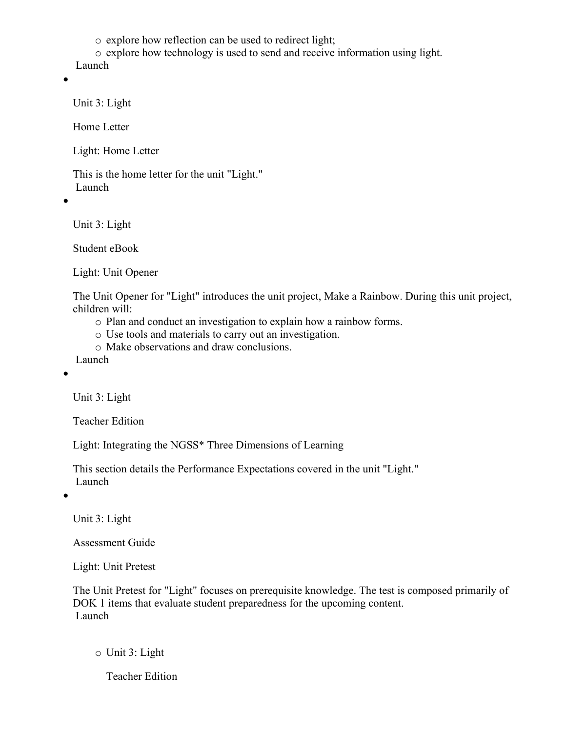- explore how reflection can be used to redirect light;
  - explore how technology is used to send and receive information using light.

  Launch

- Unit 3: Light

  Home Letter

  Light: Home Letter

  This is the home letter for the unit "Light."

  Launch

- Unit 3: Light

  Student eBook

  Light: Unit Opener

  The Unit Opener for "Light" introduces the unit project, Make a Rainbow. During this unit project, children will:

  - Plan and conduct an investigation to explain how a rainbow forms.
  - Use tools and materials to carry out an investigation.
  - Make observations and draw conclusions.

  Launch

- Unit 3: Light

  Teacher Edition

  Light: Integrating the NGSS* Three Dimensions of Learning

  This section details the Performance Expectations covered in the unit "Light."

  Launch

- Unit 3: Light

  Assessment Guide

  Light: Unit Pretest

  The Unit Pretest for "Light" focuses on prerequisite knowledge. The test is composed primarily of DOK 1 items that evaluate student preparedness for the upcoming content.

  Launch

  - Unit 3: Light

    Teacher Edition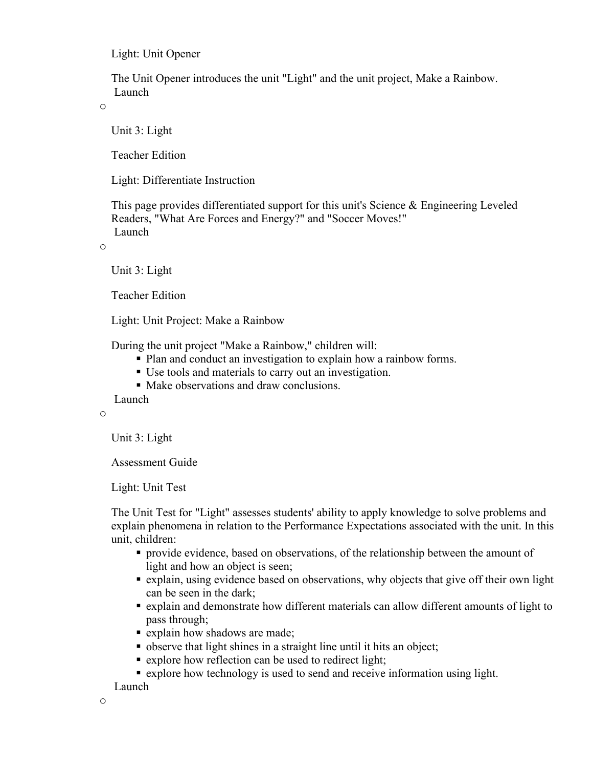Light: Unit Opener

The Unit Opener introduces the unit "Light" and the unit project, Make a Rainbow.
Launch

o

Unit 3: Light

Teacher Edition

Light: Differentiate Instruction

This page provides differentiated support for this unit's Science & Engineering Leveled Readers, "What Are Forces and Energy?" and "Soccer Moves!"
Launch

o

Unit 3: Light

Teacher Edition

Light: Unit Project: Make a Rainbow

During the unit project "Make a Rainbow," children will:

- Plan and conduct an investigation to explain how a rainbow forms.
- Use tools and materials to carry out an investigation.
- Make observations and draw conclusions.

Launch

o

Unit 3: Light

Assessment Guide

Light: Unit Test

The Unit Test for "Light" assesses students' ability to apply knowledge to solve problems and explain phenomena in relation to the Performance Expectations associated with the unit. In this unit, children:

- provide evidence, based on observations, of the relationship between the amount of light and how an object is seen;
- explain, using evidence based on observations, why objects that give off their own light can be seen in the dark;
- explain and demonstrate how different materials can allow different amounts of light to pass through;
- explain how shadows are made;
- observe that light shines in a straight line until it hits an object;
- explore how reflection can be used to redirect light;
- explore how technology is used to send and receive information using light.

Launch

o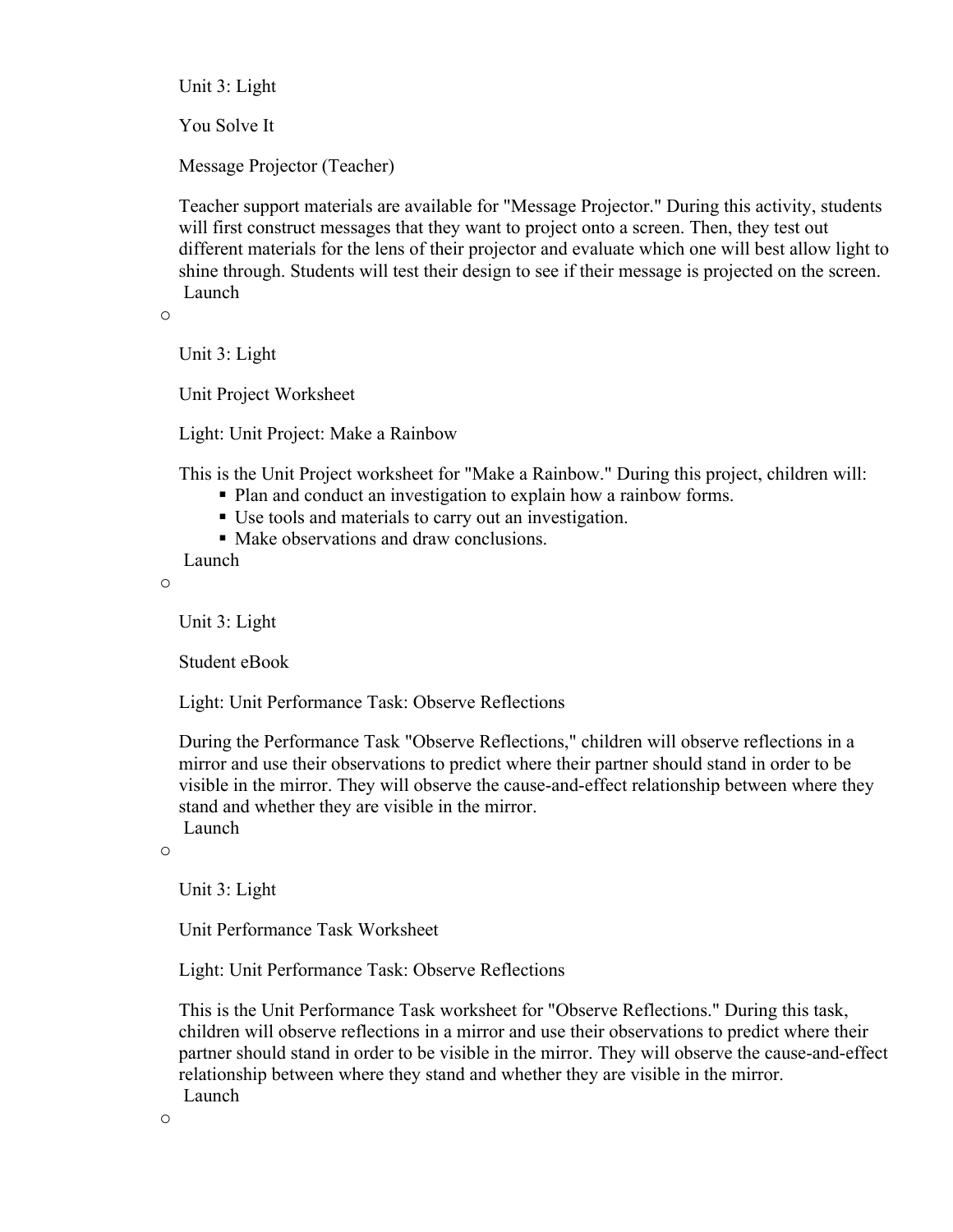Unit 3: Light

You Solve It

Message Projector (Teacher)

Teacher support materials are available for "Message Projector." During this activity, students will first construct messages that they want to project onto a screen. Then, they test out different materials for the lens of their projector and evaluate which one will best allow light to shine through. Students will test their design to see if their message is projected on the screen.
Launch

o

Unit 3: Light

Unit Project Worksheet

Light: Unit Project: Make a Rainbow

This is the Unit Project worksheet for "Make a Rainbow." During this project, children will:

- Plan and conduct an investigation to explain how a rainbow forms.
- Use tools and materials to carry out an investigation.
- Make observations and draw conclusions.

Launch

o

Unit 3: Light

Student eBook

Light: Unit Performance Task: Observe Reflections

During the Performance Task "Observe Reflections," children will observe reflections in a mirror and use their observations to predict where their partner should stand in order to be visible in the mirror. They will observe the cause-and-effect relationship between where they stand and whether they are visible in the mirror.
Launch

o

Unit 3: Light

Unit Performance Task Worksheet

Light: Unit Performance Task: Observe Reflections

This is the Unit Performance Task worksheet for "Observe Reflections." During this task, children will observe reflections in a mirror and use their observations to predict where their partner should stand in order to be visible in the mirror. They will observe the cause-and-effect relationship between where they stand and whether they are visible in the mirror.
Launch

o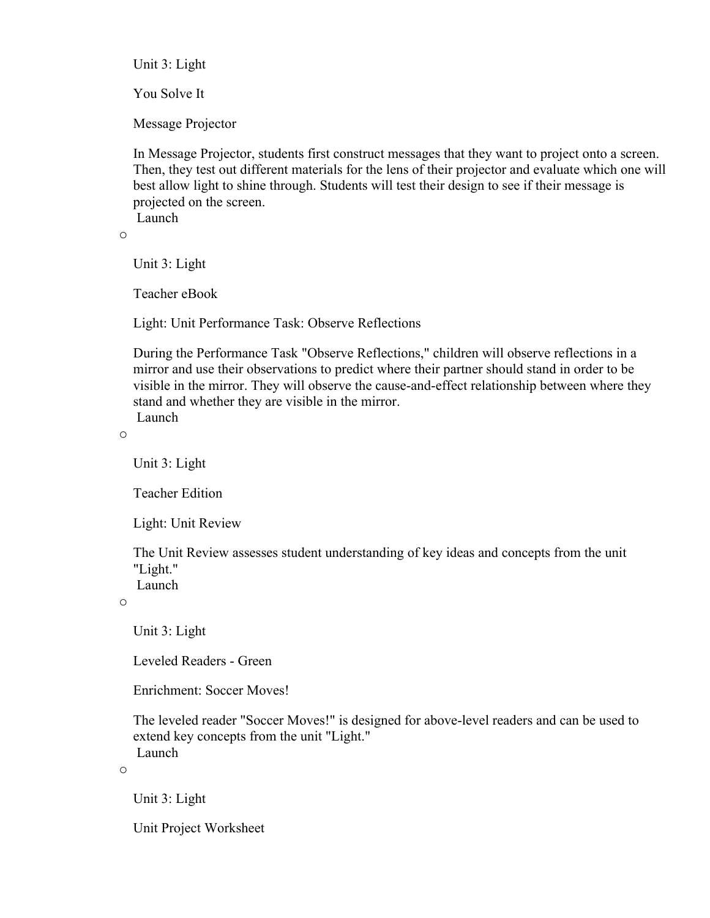Unit 3: Light

You Solve It

Message Projector

In Message Projector, students first construct messages that they want to project onto a screen. Then, they test out different materials for the lens of their projector and evaluate which one will best allow light to shine through. Students will test their design to see if their message is projected on the screen.

Launch

- Unit 3: Light

  Teacher eBook

  Light: Unit Performance Task: Observe Reflections

  During the Performance Task "Observe Reflections," children will observe reflections in a mirror and use their observations to predict where their partner should stand in order to be visible in the mirror. They will observe the cause-and-effect relationship between where they stand and whether they are visible in the mirror.

  Launch

- Unit 3: Light

  Teacher Edition

  Light: Unit Review

  The Unit Review assesses student understanding of key ideas and concepts from the unit "Light."

  Launch

- Unit 3: Light

  Leveled Readers - Green

  Enrichment: Soccer Moves!

  The leveled reader "Soccer Moves!" is designed for above-level readers and can be used to extend key concepts from the unit "Light."

  Launch

- Unit 3: Light

  Unit Project Worksheet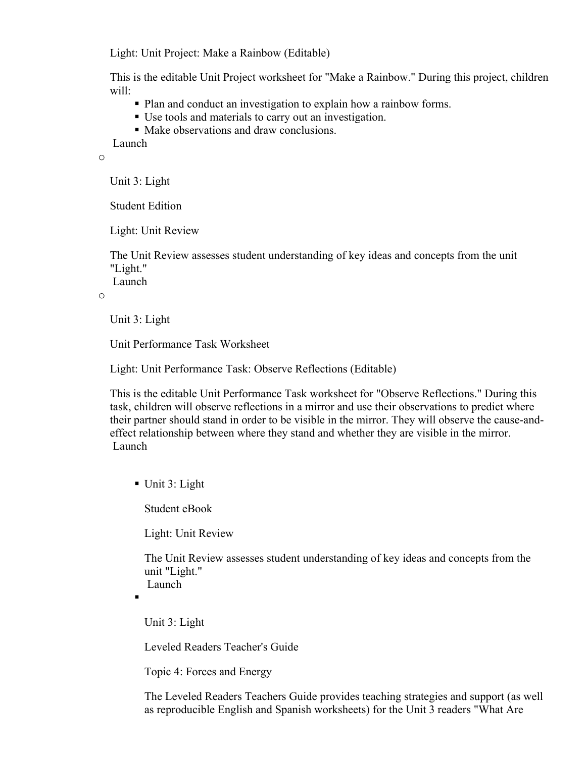Light: Unit Project: Make a Rainbow (Editable)

This is the editable Unit Project worksheet for "Make a Rainbow." During this project, children will:

- Plan and conduct an investigation to explain how a rainbow forms.
- Use tools and materials to carry out an investigation.
- Make observations and draw conclusions.

Launch

- Unit 3: Light

  Student Edition

  Light: Unit Review

  The Unit Review assesses student understanding of key ideas and concepts from the unit "Light."

  Launch

- Unit 3: Light

  Unit Performance Task Worksheet

  Light: Unit Performance Task: Observe Reflections (Editable)

  This is the editable Unit Performance Task worksheet for "Observe Reflections." During this task, children will observe reflections in a mirror and use their observations to predict where their partner should stand in order to be visible in the mirror. They will observe the cause-and-effect relationship between where they stand and whether they are visible in the mirror.

  Launch

  - Unit 3: Light

    Student eBook

    Light: Unit Review

    The Unit Review assesses student understanding of key ideas and concepts from the unit "Light."

    Launch

  - Unit 3: Light

    Leveled Readers Teacher's Guide

    Topic 4: Forces and Energy

    The Leveled Readers Teachers Guide provides teaching strategies and support (as well as reproducible English and Spanish worksheets) for the Unit 3 readers "What Are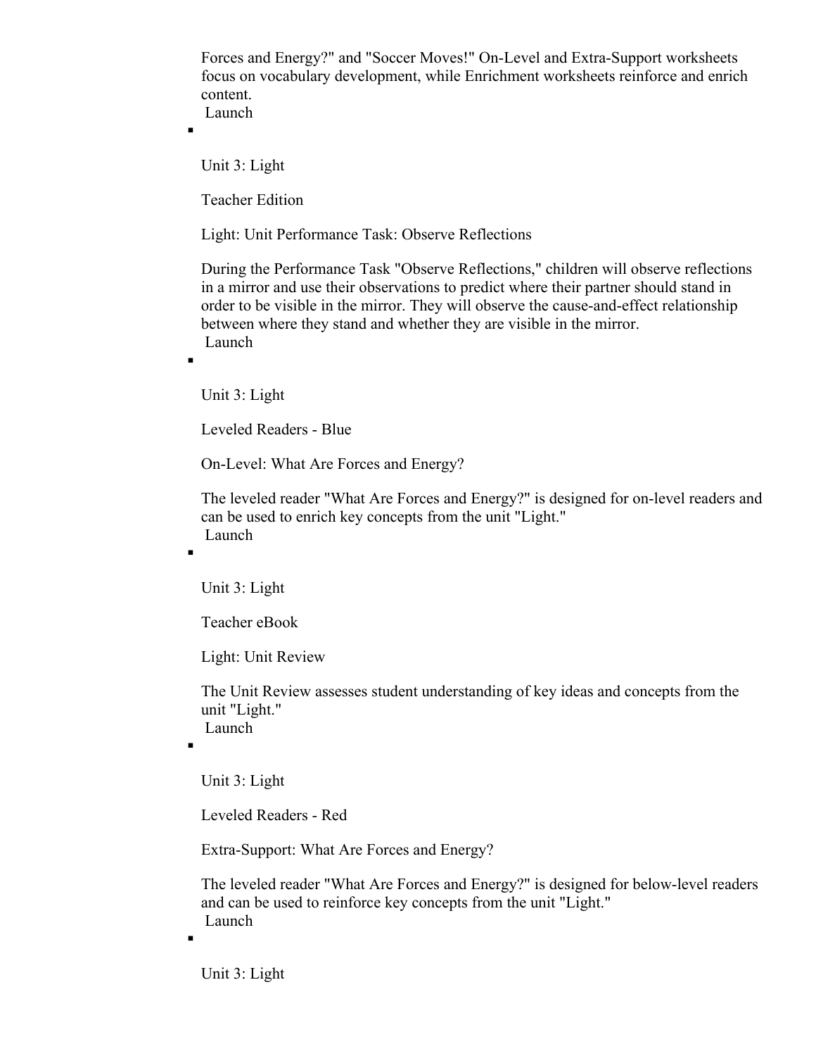Forces and Energy?" and "Soccer Moves!" On-Level and Extra-Support worksheets focus on vocabulary development, while Enrichment worksheets reinforce and enrich content.
Launch

- Unit 3: Light

  Teacher Edition

  Light: Unit Performance Task: Observe Reflections

  During the Performance Task "Observe Reflections," children will observe reflections in a mirror and use their observations to predict where their partner should stand in order to be visible in the mirror. They will observe the cause-and-effect relationship between where they stand and whether they are visible in the mirror.
  Launch

- Unit 3: Light

  Leveled Readers - Blue

  On-Level: What Are Forces and Energy?

  The leveled reader "What Are Forces and Energy?" is designed for on-level readers and can be used to enrich key concepts from the unit "Light."
  Launch

- Unit 3: Light

  Teacher eBook

  Light: Unit Review

  The Unit Review assesses student understanding of key ideas and concepts from the unit "Light."
  Launch

- Unit 3: Light

  Leveled Readers - Red

  Extra-Support: What Are Forces and Energy?

  The leveled reader "What Are Forces and Energy?" is designed for below-level readers and can be used to reinforce key concepts from the unit "Light."
  Launch

- Unit 3: Light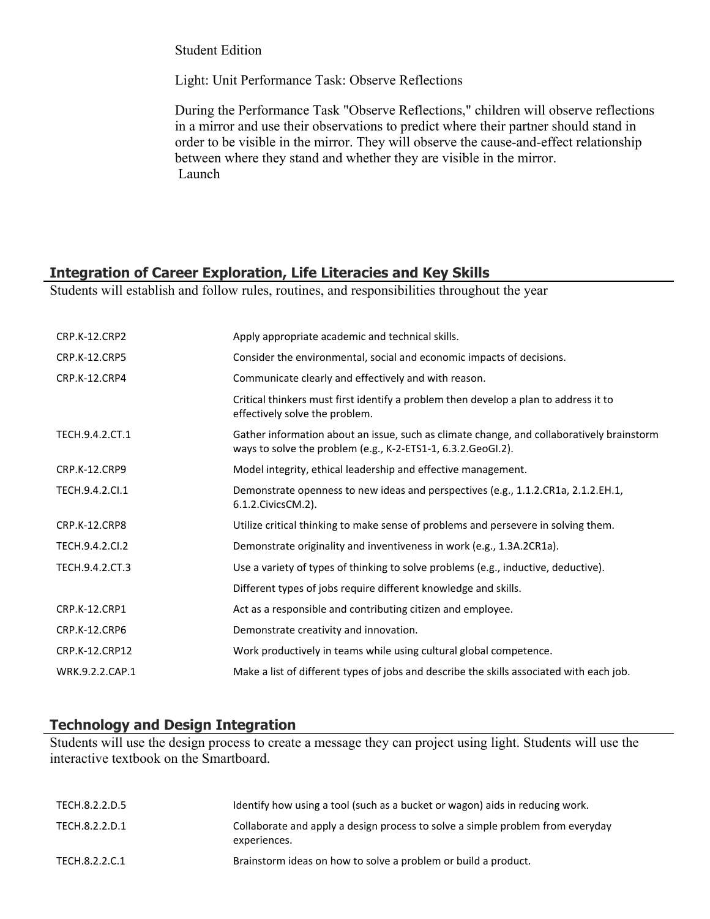Student Edition

Light: Unit Performance Task: Observe Reflections

During the Performance Task "Observe Reflections," children will observe reflections in a mirror and use their observations to predict where their partner should stand in order to be visible in the mirror. They will observe the cause-and-effect relationship between where they stand and whether they are visible in the mirror.
Launch

## Integration of Career Exploration, Life Literacies and Key Skills

Students will establish and follow rules, routines, and responsibilities throughout the year

| | |
|---|---|
| CRP.K-12.CRP2 | Apply appropriate academic and technical skills. |
| CRP.K-12.CRP5 | Consider the environmental, social and economic impacts of decisions. |
| CRP.K-12.CRP4 | Communicate clearly and effectively and with reason. |
| | Critical thinkers must first identify a problem then develop a plan to address it to effectively solve the problem. |
| TECH.9.4.2.CT.1 | Gather information about an issue, such as climate change, and collaboratively brainstorm ways to solve the problem (e.g., K-2-ETS1-1, 6.3.2.GeoGI.2). |
| CRP.K-12.CRP9 | Model integrity, ethical leadership and effective management. |
| TECH.9.4.2.CI.1 | Demonstrate openness to new ideas and perspectives (e.g., 1.1.2.CR1a, 2.1.2.EH.1, 6.1.2.CivicsCM.2). |
| CRP.K-12.CRP8 | Utilize critical thinking to make sense of problems and persevere in solving them. |
| TECH.9.4.2.CI.2 | Demonstrate originality and inventiveness in work (e.g., 1.3A.2CR1a). |
| TECH.9.4.2.CT.3 | Use a variety of types of thinking to solve problems (e.g., inductive, deductive). |
| | Different types of jobs require different knowledge and skills. |
| CRP.K-12.CRP1 | Act as a responsible and contributing citizen and employee. |
| CRP.K-12.CRP6 | Demonstrate creativity and innovation. |
| CRP.K-12.CRP12 | Work productively in teams while using cultural global competence. |
| WRK.9.2.2.CAP.1 | Make a list of different types of jobs and describe the skills associated with each job. |

## Technology and Design Integration

Students will use the design process to create a message they can project using light. Students will use the interactive textbook on the Smartboard.

| | |
|---|---|
| TECH.8.2.2.D.5 | Identify how using a tool (such as a bucket or wagon) aids in reducing work. |
| TECH.8.2.2.D.1 | Collaborate and apply a design process to solve a simple problem from everyday experiences. |
| TECH.8.2.2.C.1 | Brainstorm ideas on how to solve a problem or build a product. |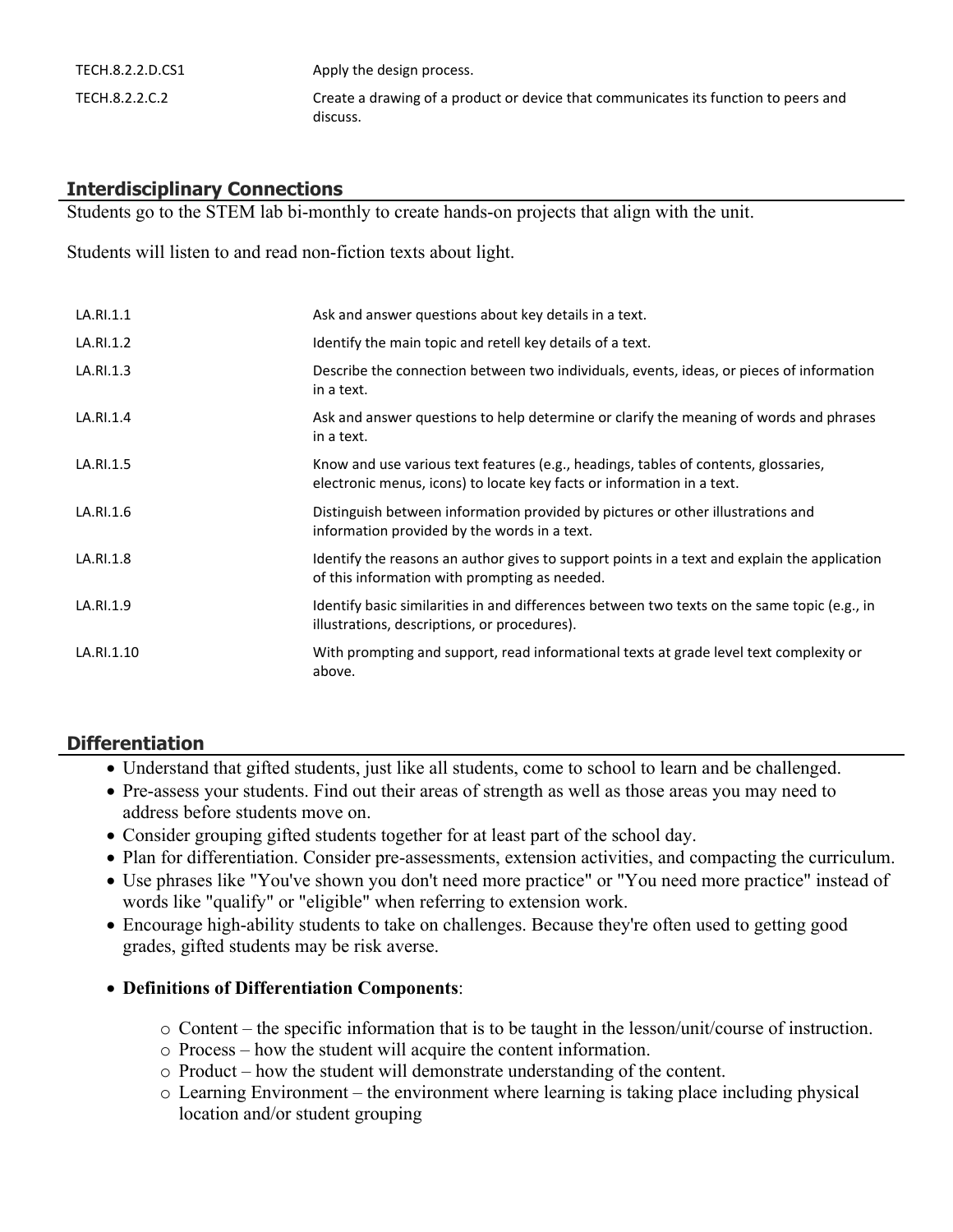| | |
|---|---|
| TECH.8.2.2.D.CS1 | Apply the design process. |
| TECH.8.2.2.C.2 | Create a drawing of a product or device that communicates its function to peers and discuss. |

## Interdisciplinary Connections

Students go to the STEM lab bi-monthly to create hands-on projects that align with the unit.

Students will listen to and read non-fiction texts about light.

| | |
|---|---|
| LA.RI.1.1 | Ask and answer questions about key details in a text. |
| LA.RI.1.2 | Identify the main topic and retell key details of a text. |
| LA.RI.1.3 | Describe the connection between two individuals, events, ideas, or pieces of information in a text. |
| LA.RI.1.4 | Ask and answer questions to help determine or clarify the meaning of words and phrases in a text. |
| LA.RI.1.5 | Know and use various text features (e.g., headings, tables of contents, glossaries, electronic menus, icons) to locate key facts or information in a text. |
| LA.RI.1.6 | Distinguish between information provided by pictures or other illustrations and information provided by the words in a text. |
| LA.RI.1.8 | Identify the reasons an author gives to support points in a text and explain the application of this information with prompting as needed. |
| LA.RI.1.9 | Identify basic similarities in and differences between two texts on the same topic (e.g., in illustrations, descriptions, or procedures). |
| LA.RI.1.10 | With prompting and support, read informational texts at grade level text complexity or above. |

## Differentiation

- Understand that gifted students, just like all students, come to school to learn and be challenged.
- Pre-assess your students. Find out their areas of strength as well as those areas you may need to address before students move on.
- Consider grouping gifted students together for at least part of the school day.
- Plan for differentiation. Consider pre-assessments, extension activities, and compacting the curriculum.
- Use phrases like "You've shown you don't need more practice" or "You need more practice" instead of words like "qualify" or "eligible" when referring to extension work.
- Encourage high-ability students to take on challenges. Because they're often used to getting good grades, gifted students may be risk averse.
- **Definitions of Differentiation Components**:
  - Content – the specific information that is to be taught in the lesson/unit/course of instruction.
  - Process – how the student will acquire the content information.
  - Product – how the student will demonstrate understanding of the content.
  - Learning Environment – the environment where learning is taking place including physical location and/or student grouping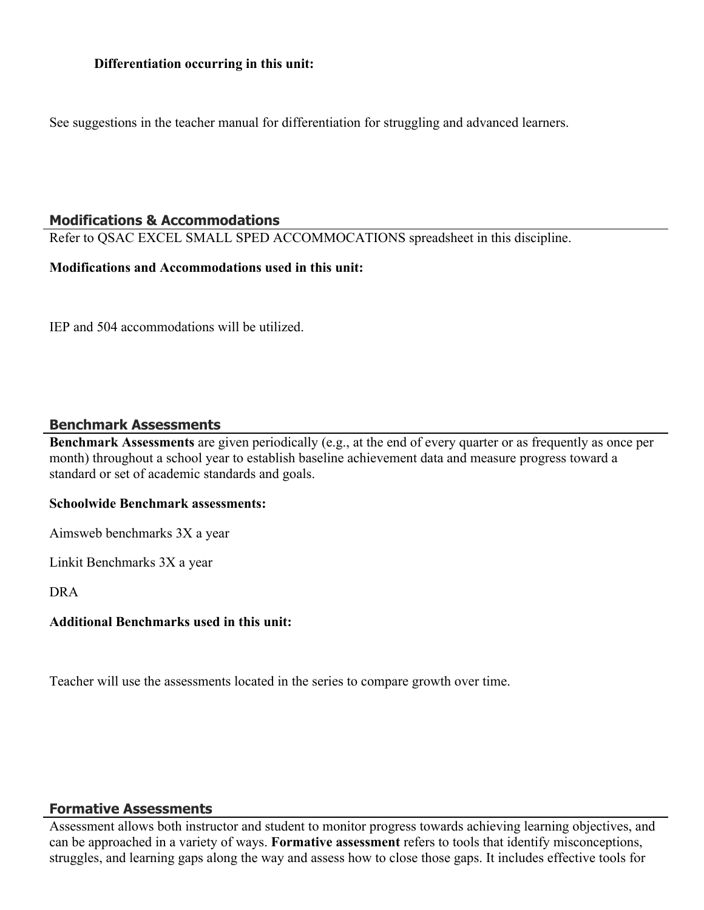**Differentiation occurring in this unit:**

See suggestions in the teacher manual for differentiation for struggling and advanced learners.

## Modifications & Accommodations

Refer to QSAC EXCEL SMALL SPED ACCOMMOCATIONS spreadsheet in this discipline.

**Modifications and Accommodations used in this unit:**

IEP and 504 accommodations will be utilized.

## Benchmark Assessments

**Benchmark Assessments** are given periodically (e.g., at the end of every quarter or as frequently as once per month) throughout a school year to establish baseline achievement data and measure progress toward a standard or set of academic standards and goals.

**Schoolwide Benchmark assessments:**

Aimsweb benchmarks 3X a year

Linkit Benchmarks 3X a year

DRA

**Additional Benchmarks used in this unit:**

Teacher will use the assessments located in the series to compare growth over time.

## Formative Assessments

Assessment allows both instructor and student to monitor progress towards achieving learning objectives, and can be approached in a variety of ways. **Formative assessment** refers to tools that identify misconceptions, struggles, and learning gaps along the way and assess how to close those gaps. It includes effective tools for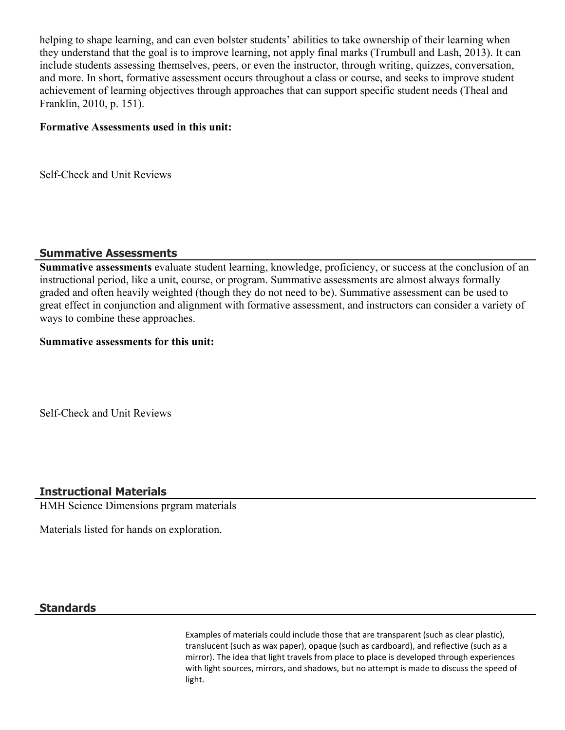helping to shape learning, and can even bolster students' abilities to take ownership of their learning when they understand that the goal is to improve learning, not apply final marks (Trumbull and Lash, 2013). It can include students assessing themselves, peers, or even the instructor, through writing, quizzes, conversation, and more. In short, formative assessment occurs throughout a class or course, and seeks to improve student achievement of learning objectives through approaches that can support specific student needs (Theal and Franklin, 2010, p. 151).

**Formative Assessments used in this unit:**

Self-Check and Unit Reviews

## Summative Assessments

**Summative assessments** evaluate student learning, knowledge, proficiency, or success at the conclusion of an instructional period, like a unit, course, or program. Summative assessments are almost always formally graded and often heavily weighted (though they do not need to be). Summative assessment can be used to great effect in conjunction and alignment with formative assessment, and instructors can consider a variety of ways to combine these approaches.

**Summative assessments for this unit:**

Self-Check and Unit Reviews

## Instructional Materials

HMH Science Dimensions prgram materials

Materials listed for hands on exploration.

## Standards

Examples of materials could include those that are transparent (such as clear plastic), translucent (such as wax paper), opaque (such as cardboard), and reflective (such as a mirror). The idea that light travels from place to place is developed through experiences with light sources, mirrors, and shadows, but no attempt is made to discuss the speed of light.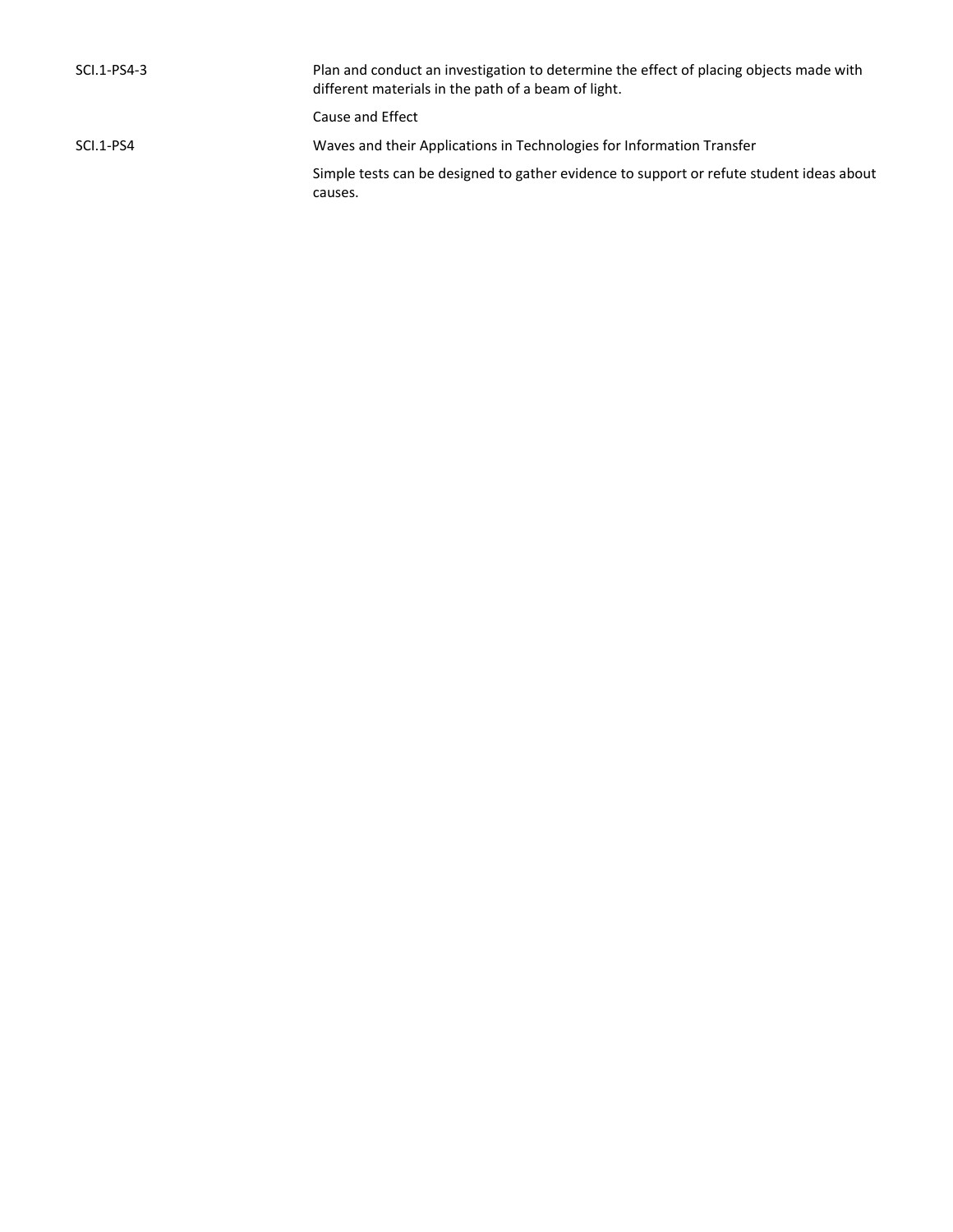| | |
|---|---|
| SCI.1-PS4-3 | Plan and conduct an investigation to determine the effect of placing objects made with different materials in the path of a beam of light. |
| | Cause and Effect |
| SCI.1-PS4 | Waves and their Applications in Technologies for Information Transfer |
| | Simple tests can be designed to gather evidence to support or refute student ideas about causes. |